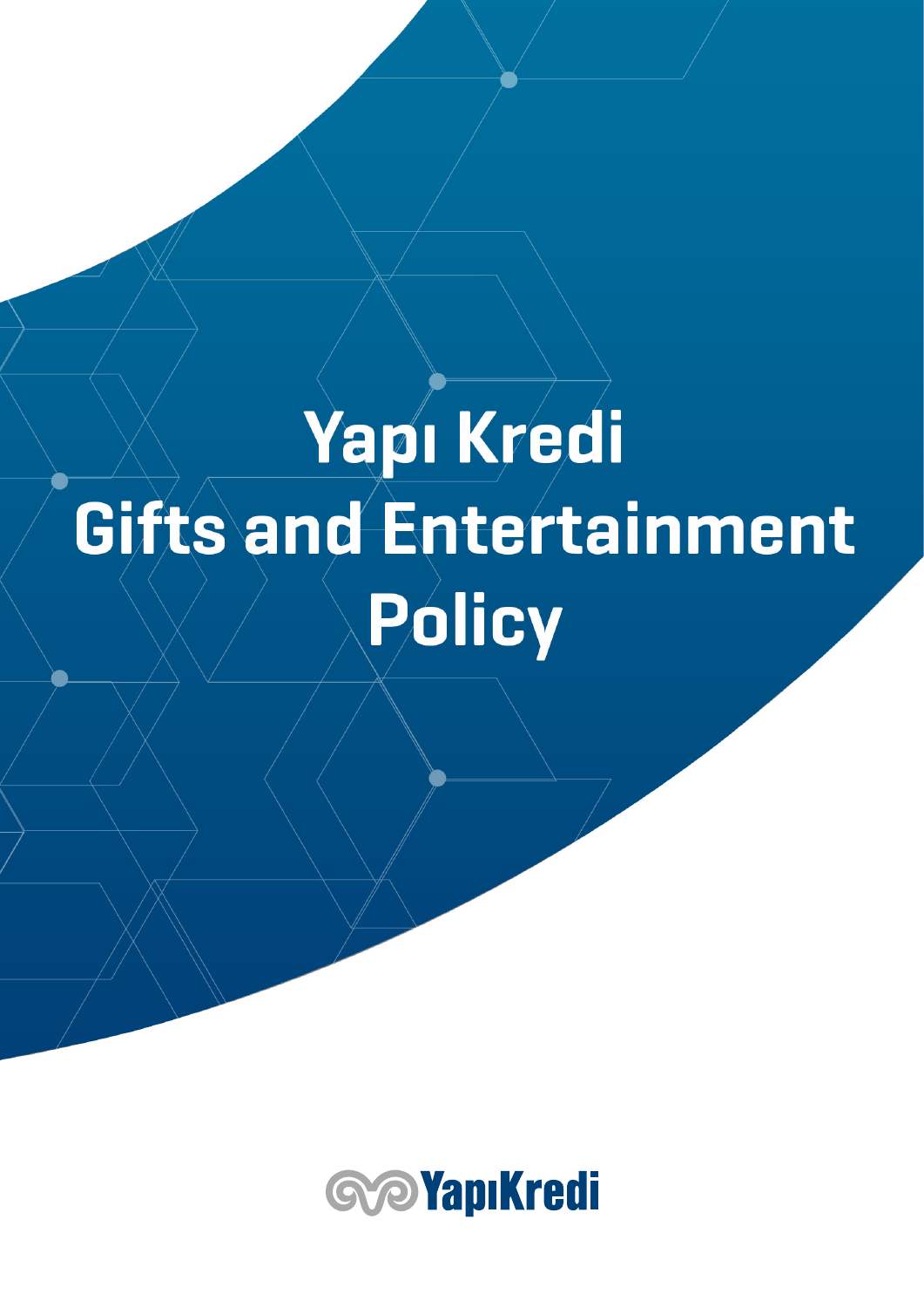# Yapı Kredi Gifts and Entertainment Policy

YapıKredi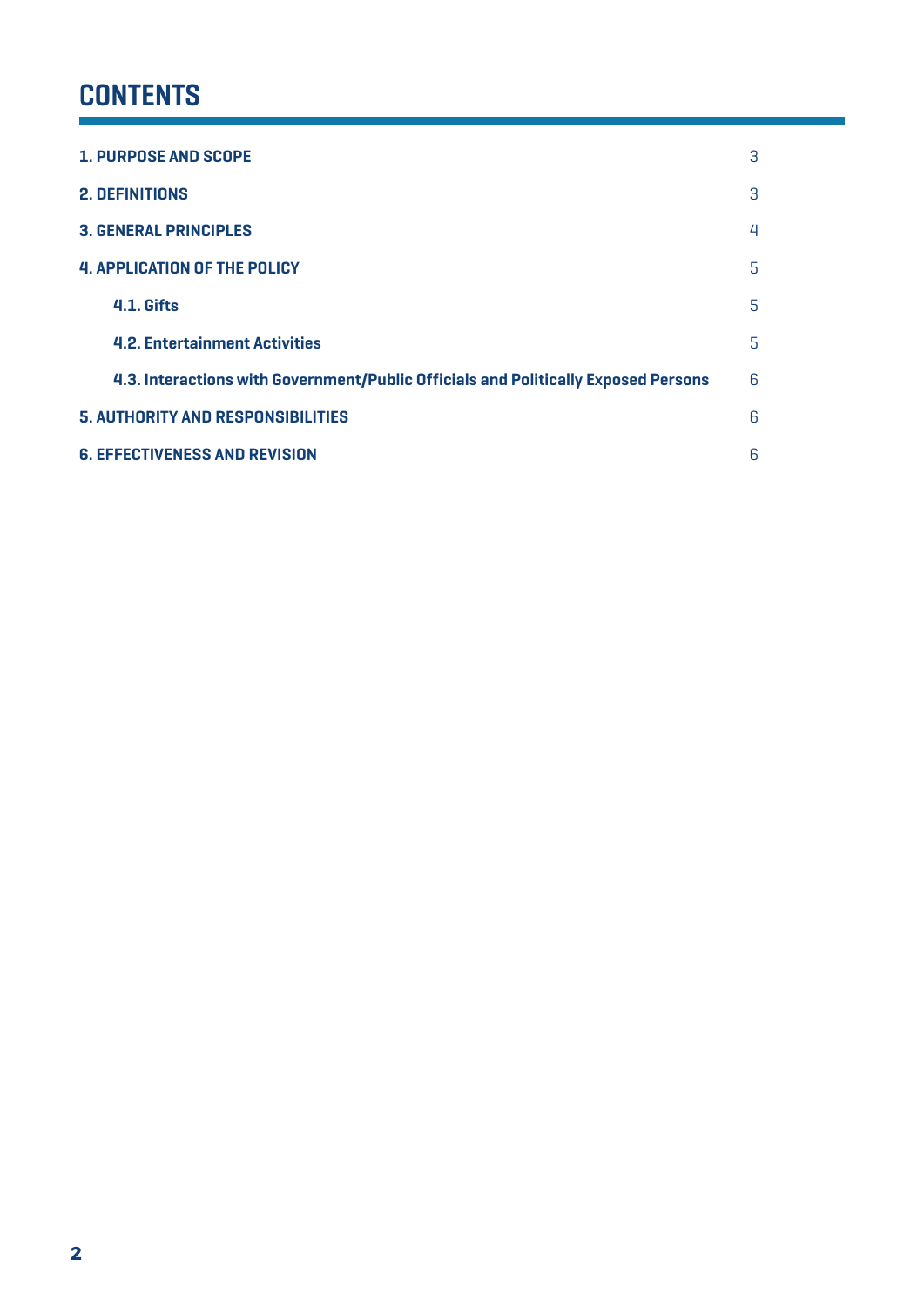# CONTENTS

| | |
|---|---|
| **1. PURPOSE AND SCOPE** | 3 |
| **2. DEFINITIONS** | 3 |
| **3. GENERAL PRINCIPLES** | 4 |
| **4. APPLICATION OF THE POLICY** | 5 |
| **4.1. Gifts** | 5 |
| **4.2. Entertainment Activities** | 5 |
| **4.3. Interactions with Government/Public Officials and Politically Exposed Persons** | 6 |
| **5. AUTHORITY AND RESPONSIBILITIES** | 6 |
| **6. EFFECTIVENESS AND REVISION** | 6 |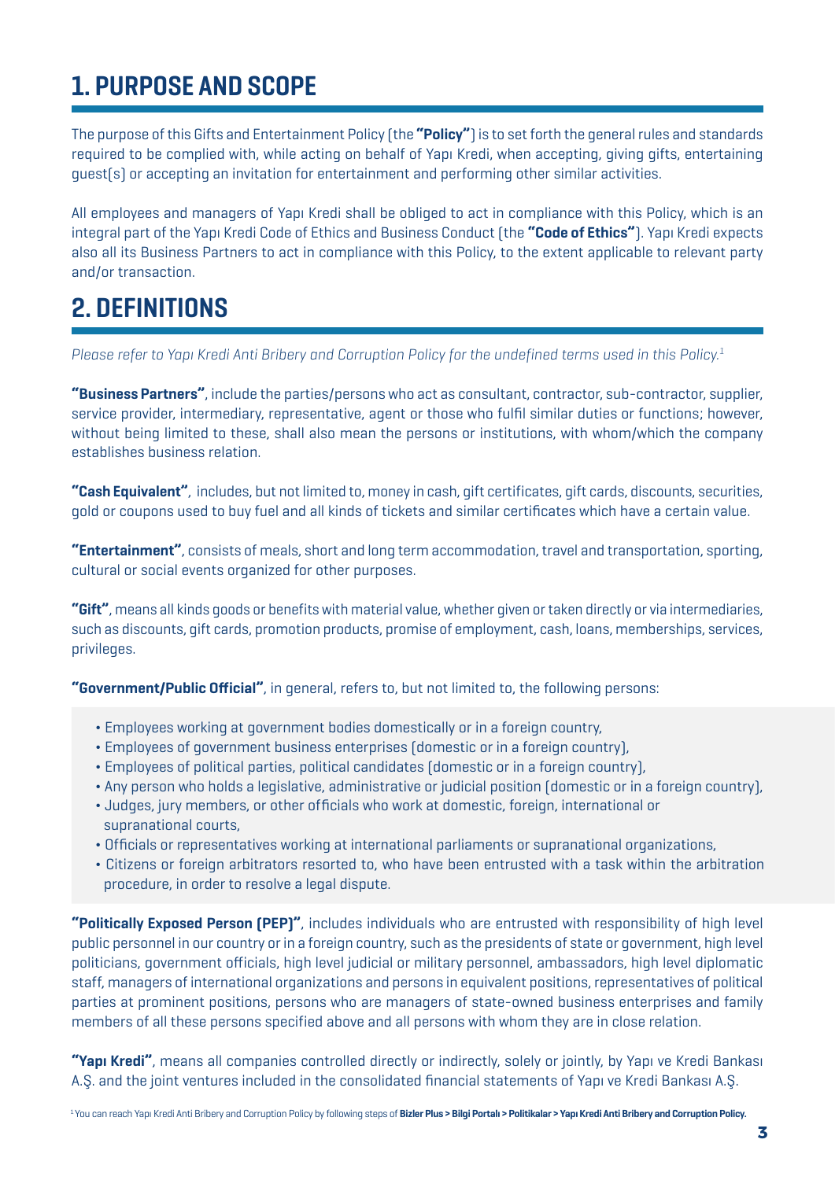# 1. PURPOSE AND SCOPE

The purpose of this Gifts and Entertainment Policy (the **"Policy"**) is to set forth the general rules and standards required to be complied with, while acting on behalf of Yapı Kredi, when accepting, giving gifts, entertaining guest(s) or accepting an invitation for entertainment and performing other similar activities.

All employees and managers of Yapı Kredi shall be obliged to act in compliance with this Policy, which is an integral part of the Yapı Kredi Code of Ethics and Business Conduct (the **"Code of Ethics"**). Yapı Kredi expects also all its Business Partners to act in compliance with this Policy, to the extent applicable to relevant party and/or transaction.

# 2. DEFINITIONS

*Please refer to Yapı Kredi Anti Bribery and Corruption Policy for the undefined terms used in this Policy.*[1]

**"Business Partners"**, include the parties/persons who act as consultant, contractor, sub-contractor, supplier, service provider, intermediary, representative, agent or those who fulfil similar duties or functions; however, without being limited to these, shall also mean the persons or institutions, with whom/which the company establishes business relation.

**"Cash Equivalent"**, includes, but not limited to, money in cash, gift certificates, gift cards, discounts, securities, gold or coupons used to buy fuel and all kinds of tickets and similar certificates which have a certain value.

**"Entertainment"**, consists of meals, short and long term accommodation, travel and transportation, sporting, cultural or social events organized for other purposes.

**"Gift"**, means all kinds goods or benefits with material value, whether given or taken directly or via intermediaries, such as discounts, gift cards, promotion products, promise of employment, cash, loans, memberships, services, privileges.

**"Government/Public Official"**, in general, refers to, but not limited to, the following persons:

- Employees working at government bodies domestically or in a foreign country,
- Employees of government business enterprises (domestic or in a foreign country),
- Employees of political parties, political candidates (domestic or in a foreign country),
- Any person who holds a legislative, administrative or judicial position (domestic or in a foreign country),
- Judges, jury members, or other officials who work at domestic, foreign, international or supranational courts,
- Officials or representatives working at international parliaments or supranational organizations,
- Citizens or foreign arbitrators resorted to, who have been entrusted with a task within the arbitration procedure, in order to resolve a legal dispute.

**"Politically Exposed Person (PEP)"**, includes individuals who are entrusted with responsibility of high level public personnel in our country or in a foreign country, such as the presidents of state or government, high level politicians, government officials, high level judicial or military personnel, ambassadors, high level diplomatic staff, managers of international organizations and persons in equivalent positions, representatives of political parties at prominent positions, persons who are managers of state-owned business enterprises and family members of all these persons specified above and all persons with whom they are in close relation.

**"Yapı Kredi"**, means all companies controlled directly or indirectly, solely or jointly, by Yapı ve Kredi Bankası A.Ş. and the joint ventures included in the consolidated financial statements of Yapı ve Kredi Bankası A.Ş.

[1] You can reach Yapı Kredi Anti Bribery and Corruption Policy by following steps of **Bizler Plus > Bilgi Portalı > Politikalar > Yapı Kredi Anti Bribery and Corruption Policy.**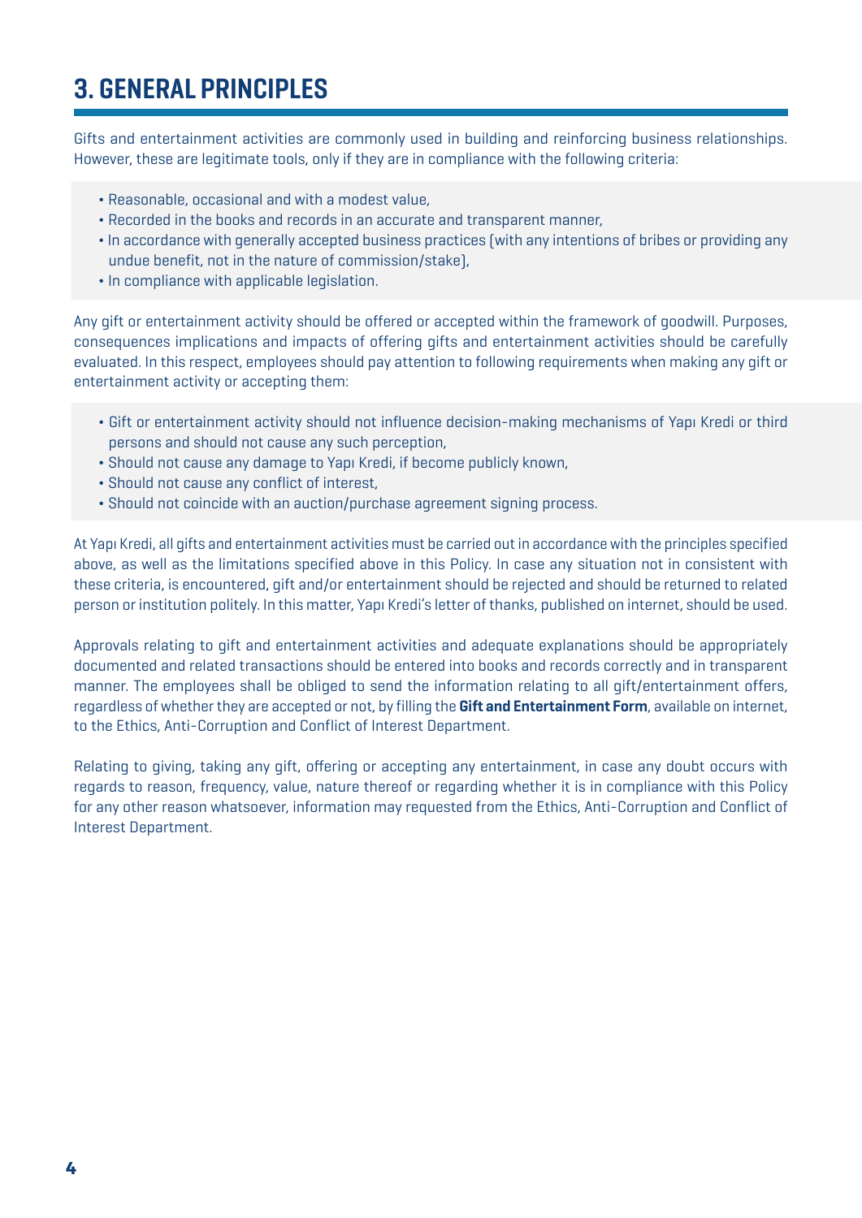# 3. GENERAL PRINCIPLES

Gifts and entertainment activities are commonly used in building and reinforcing business relationships. However, these are legitimate tools, only if they are in compliance with the following criteria:

- Reasonable, occasional and with a modest value,
- Recorded in the books and records in an accurate and transparent manner,
- In accordance with generally accepted business practices (with any intentions of bribes or providing any undue benefit, not in the nature of commission/stake),
- In compliance with applicable legislation.

Any gift or entertainment activity should be offered or accepted within the framework of goodwill. Purposes, consequences implications and impacts of offering gifts and entertainment activities should be carefully evaluated. In this respect, employees should pay attention to following requirements when making any gift or entertainment activity or accepting them:

- Gift or entertainment activity should not influence decision-making mechanisms of Yapı Kredi or third persons and should not cause any such perception,
- Should not cause any damage to Yapı Kredi, if become publicly known,
- Should not cause any conflict of interest,
- Should not coincide with an auction/purchase agreement signing process.

At Yapı Kredi, all gifts and entertainment activities must be carried out in accordance with the principles specified above, as well as the limitations specified above in this Policy. In case any situation not in consistent with these criteria, is encountered, gift and/or entertainment should be rejected and should be returned to related person or institution politely. In this matter, Yapı Kredi's letter of thanks, published on internet, should be used.

Approvals relating to gift and entertainment activities and adequate explanations should be appropriately documented and related transactions should be entered into books and records correctly and in transparent manner. The employees shall be obliged to send the information relating to all gift/entertainment offers, regardless of whether they are accepted or not, by filling the **Gift and Entertainment Form**, available on internet, to the Ethics, Anti-Corruption and Conflict of Interest Department.

Relating to giving, taking any gift, offering or accepting any entertainment, in case any doubt occurs with regards to reason, frequency, value, nature thereof or regarding whether it is in compliance with this Policy for any other reason whatsoever, information may requested from the Ethics, Anti-Corruption and Conflict of Interest Department.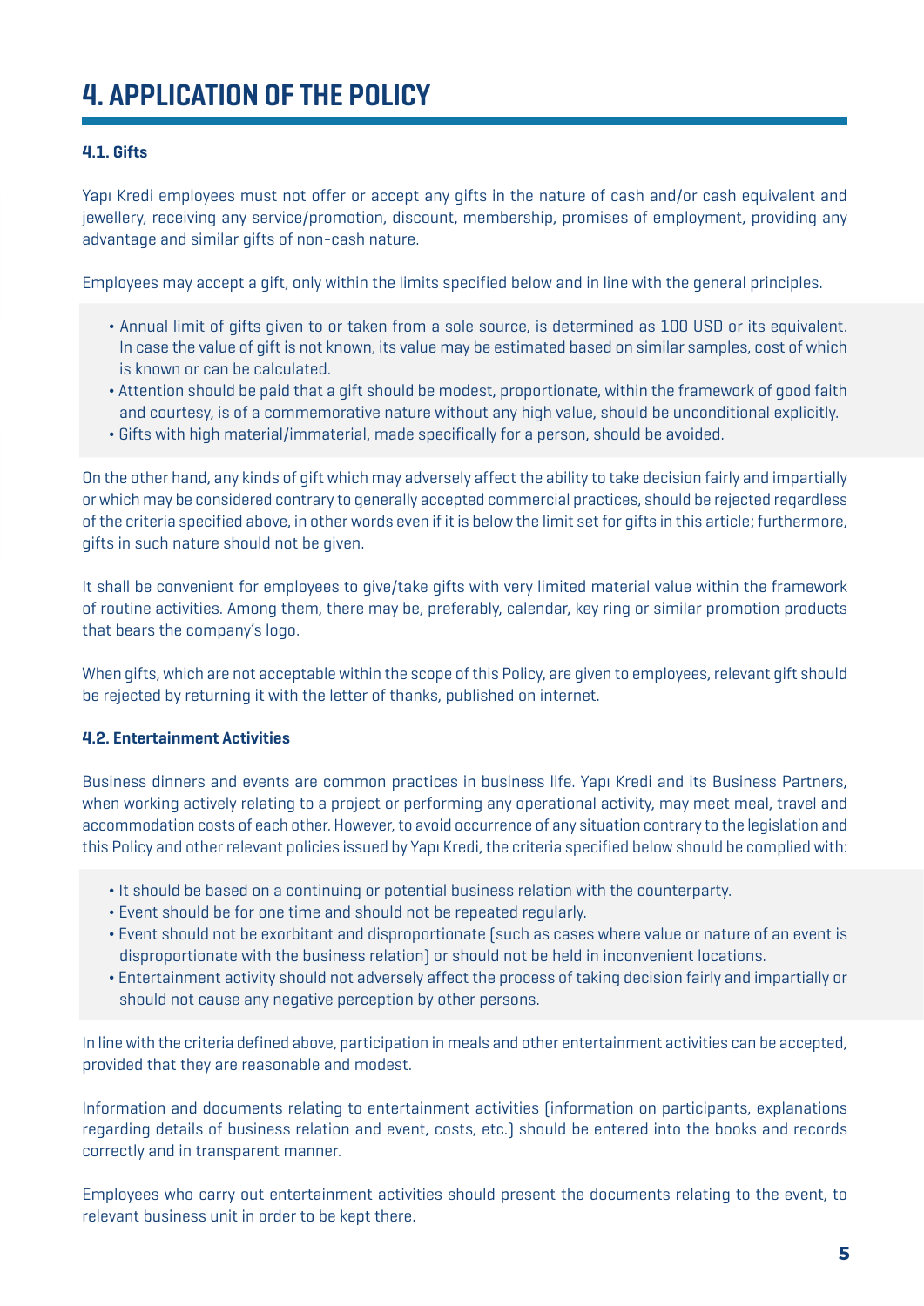# 4. APPLICATION OF THE POLICY

### 4.1. Gifts

Yapı Kredi employees must not offer or accept any gifts in the nature of cash and/or cash equivalent and jewellery, receiving any service/promotion, discount, membership, promises of employment, providing any advantage and similar gifts of non-cash nature.

Employees may accept a gift, only within the limits specified below and in line with the general principles.

- Annual limit of gifts given to or taken from a sole source, is determined as 100 USD or its equivalent. In case the value of gift is not known, its value may be estimated based on similar samples, cost of which is known or can be calculated.
- Attention should be paid that a gift should be modest, proportionate, within the framework of good faith and courtesy, is of a commemorative nature without any high value, should be unconditional explicitly.
- Gifts with high material/immaterial, made specifically for a person, should be avoided.

On the other hand, any kinds of gift which may adversely affect the ability to take decision fairly and impartially or which may be considered contrary to generally accepted commercial practices, should be rejected regardless of the criteria specified above, in other words even if it is below the limit set for gifts in this article; furthermore, gifts in such nature should not be given.

It shall be convenient for employees to give/take gifts with very limited material value within the framework of routine activities. Among them, there may be, preferably, calendar, key ring or similar promotion products that bears the company's logo.

When gifts, which are not acceptable within the scope of this Policy, are given to employees, relevant gift should be rejected by returning it with the letter of thanks, published on internet.

### 4.2. Entertainment Activities

Business dinners and events are common practices in business life. Yapı Kredi and its Business Partners, when working actively relating to a project or performing any operational activity, may meet meal, travel and accommodation costs of each other. However, to avoid occurrence of any situation contrary to the legislation and this Policy and other relevant policies issued by Yapı Kredi, the criteria specified below should be complied with:

- It should be based on a continuing or potential business relation with the counterparty.
- Event should be for one time and should not be repeated regularly.
- Event should not be exorbitant and disproportionate (such as cases where value or nature of an event is disproportionate with the business relation) or should not be held in inconvenient locations.
- Entertainment activity should not adversely affect the process of taking decision fairly and impartially or should not cause any negative perception by other persons.

In line with the criteria defined above, participation in meals and other entertainment activities can be accepted, provided that they are reasonable and modest.

Information and documents relating to entertainment activities (information on participants, explanations regarding details of business relation and event, costs, etc.) should be entered into the books and records correctly and in transparent manner.

Employees who carry out entertainment activities should present the documents relating to the event, to relevant business unit in order to be kept there.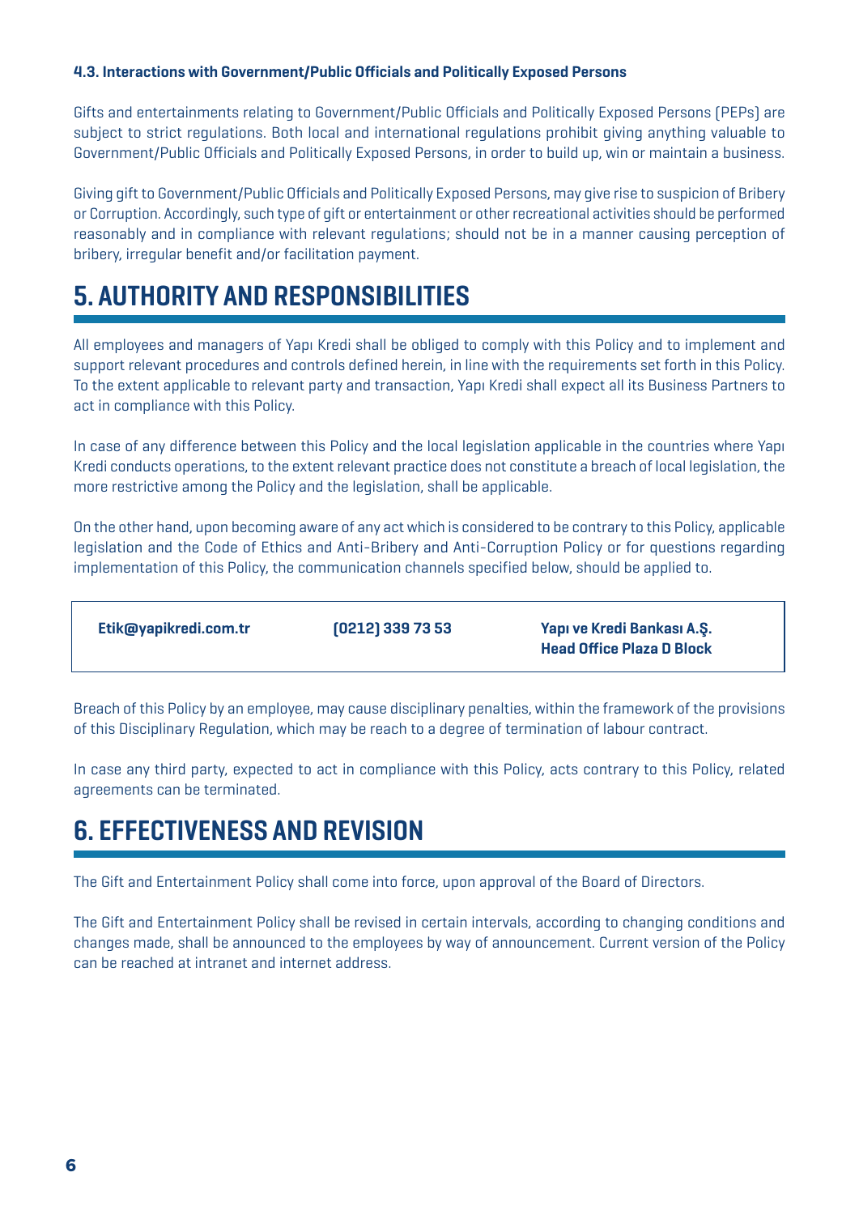### 4.3. Interactions with Government/Public Officials and Politically Exposed Persons

Gifts and entertainments relating to Government/Public Officials and Politically Exposed Persons (PEPs) are subject to strict regulations. Both local and international regulations prohibit giving anything valuable to Government/Public Officials and Politically Exposed Persons, in order to build up, win or maintain a business.

Giving gift to Government/Public Officials and Politically Exposed Persons, may give rise to suspicion of Bribery or Corruption. Accordingly, such type of gift or entertainment or other recreational activities should be performed reasonably and in compliance with relevant regulations; should not be in a manner causing perception of bribery, irregular benefit and/or facilitation payment.

## 5. AUTHORITY AND RESPONSIBILITIES

All employees and managers of Yapı Kredi shall be obliged to comply with this Policy and to implement and support relevant procedures and controls defined herein, in line with the requirements set forth in this Policy. To the extent applicable to relevant party and transaction, Yapı Kredi shall expect all its Business Partners to act in compliance with this Policy.

In case of any difference between this Policy and the local legislation applicable in the countries where Yapı Kredi conducts operations, to the extent relevant practice does not constitute a breach of local legislation, the more restrictive among the Policy and the legislation, shall be applicable.

On the other hand, upon becoming aware of any act which is considered to be contrary to this Policy, applicable legislation and the Code of Ethics and Anti-Bribery and Anti-Corruption Policy or for questions regarding implementation of this Policy, the communication channels specified below, should be applied to.

| **Etik@yapikredi.com.tr** | **(0212) 339 73 53** | **Yapı ve Kredi Bankası A.Ş. Head Office Plaza D Block** |
|---|---|---|

Breach of this Policy by an employee, may cause disciplinary penalties, within the framework of the provisions of this Disciplinary Regulation, which may be reach to a degree of termination of labour contract.

In case any third party, expected to act in compliance with this Policy, acts contrary to this Policy, related agreements can be terminated.

## 6. EFFECTIVENESS AND REVISION

The Gift and Entertainment Policy shall come into force, upon approval of the Board of Directors.

The Gift and Entertainment Policy shall be revised in certain intervals, according to changing conditions and changes made, shall be announced to the employees by way of announcement. Current version of the Policy can be reached at intranet and internet address.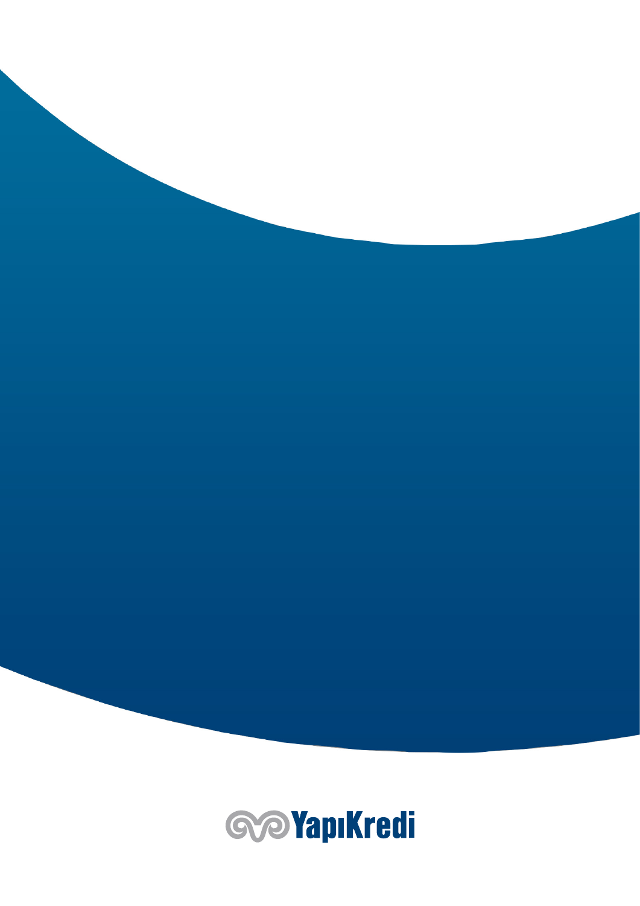YapıKredi